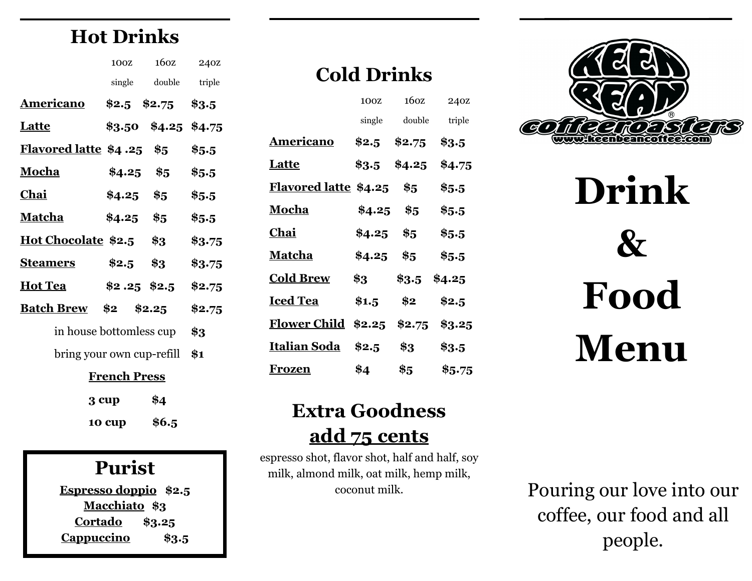## Hot Drinks

| | 10oz single | 16oz double | 24oz triple |
|---|---|---|---|
| **Americano** | **$2.5** | **$2.75** | **$3.5** |
| **Latte** | **$3.50** | **$4.25** | **$4.75** |
| **Flavored latte** | **$4 .25** | **$5** | **$5.5** |
| **Mocha** | **$4.25** | **$5** | **$5.5** |
| **Chai** | **$4.25** | **$5** | **$5.5** |
| **Matcha** | **$4.25** | **$5** | **$5.5** |
| **Hot Chocolate** | **$2.5** | **$3** | **$3.75** |
| **Steamers** | **$2.5** | **$3** | **$3.75** |
| **Hot Tea** | **$2 .25** | **$2.5** | **$2.75** |
| **Batch Brew** | **$2** | **$2.25** | **$2.75** |

in house bottomless cup **$3**

bring your own cup-refill **$1**

**French Press**

| | |
|---|---|
| **3 cup** | **$4** |
| **10 cup** | **$6.5** |

## Purist

**Espresso doppio** **$2.5**

**Macchiato** **$3**

**Cortado** **$3.25**

**Cappuccino** **$3.5**

## Cold Drinks

| | 10oz single | 16oz double | 24oz triple |
|---|---|---|---|
| **Americano** | **$2.5** | **$2.75** | **$3.5** |
| **Latte** | **$3.5** | **$4.25** | **$4.75** |
| **Flavored latte** | **$4.25** | **$5** | **$5.5** |
| **Mocha** | **$4.25** | **$5** | **$5.5** |
| **Chai** | **$4.25** | **$5** | **$5.5** |
| **Matcha** | **$4.25** | **$5** | **$5.5** |
| **Cold Brew** | **$3** | **$3.5** | **$4.25** |
| **Iced Tea** | **$1.5** | **$2** | **$2.5** |
| **Flower Child** | **$2.25** | **$2.75** | **$3.25** |
| **Italian Soda** | **$2.5** | **$3** | **$3.5** |
| **Frozen** | **$4** | **$5** | **$5.75** |

## Extra Goodness
## add 75 cents

espresso shot, flavor shot, half and half, soy milk, almond milk, oat milk, hemp milk, coconut milk.

KEEN BEAN coffeeroasters®
www.keenbeancoffee.com

# Drink & Food Menu

Pouring our love into our coffee, our food and all people.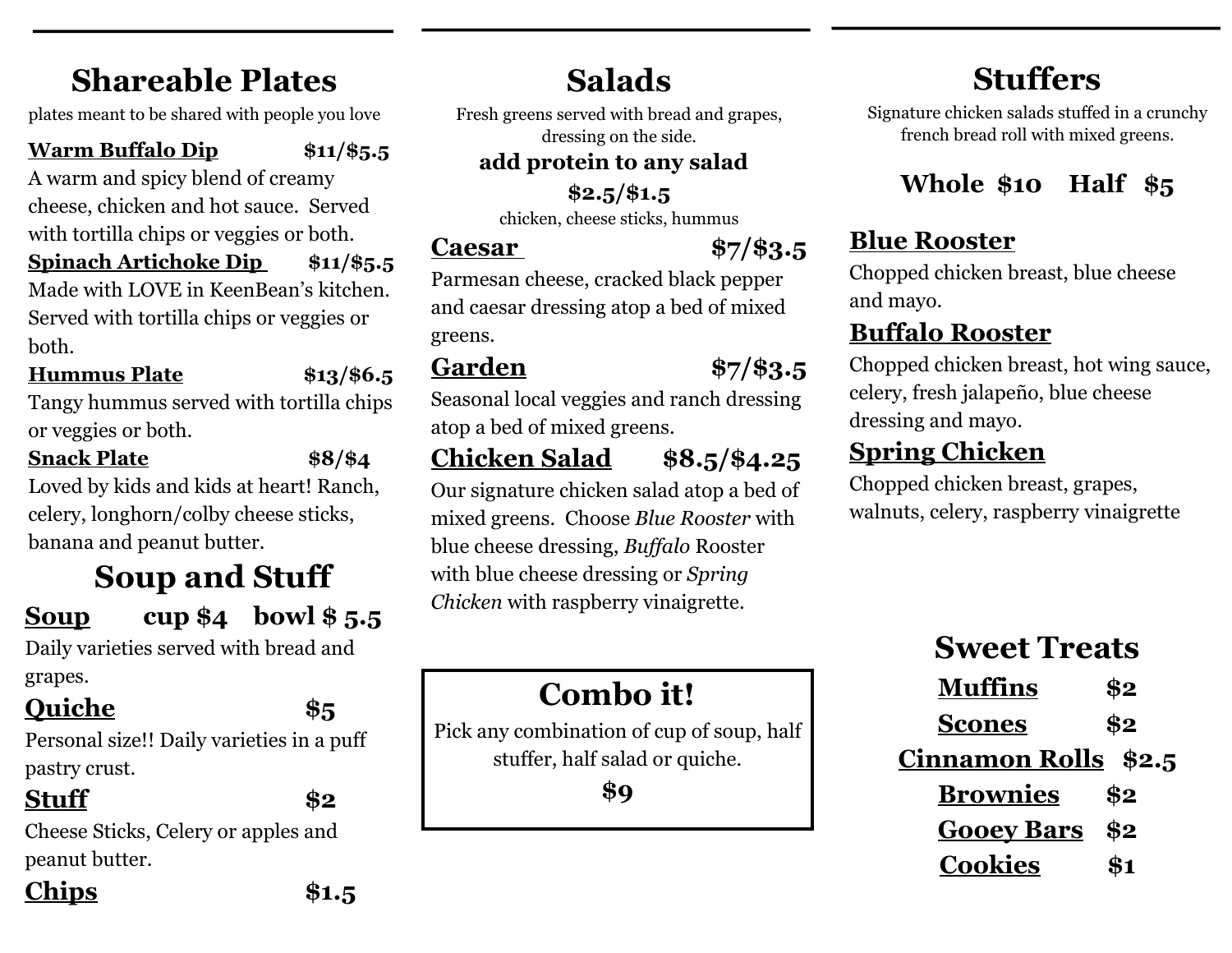## Shareable Plates

plates meant to be shared with people you love

**Warm Buffalo Dip** **$11/$5.5**
A warm and spicy blend of creamy cheese, chicken and hot sauce. Served with tortilla chips or veggies or both.

**Spinach Artichoke Dip** **$11/$5.5**
Made with LOVE in KeenBean's kitchen. Served with tortilla chips or veggies or both.

**Hummus Plate** **$13/$6.5**
Tangy hummus served with tortilla chips or veggies or both.

**Snack Plate** **$8/$4**
Loved by kids and kids at heart! Ranch, celery, longhorn/colby cheese sticks, banana and peanut butter.

## Soup and Stuff

**Soup** **cup $4 bowl $ 5.5**
Daily varieties served with bread and grapes.

**Quiche** **$5**
Personal size!! Daily varieties in a puff pastry crust.

**Stuff** **$2**
Cheese Sticks, Celery or apples and peanut butter.

**Chips** **$1.5**

## Salads

Fresh greens served with bread and grapes, dressing on the side.

**add protein to any salad**
**$2.5/$1.5**
chicken, cheese sticks, hummus

**Caesar** **$7/$3.5**
Parmesan cheese, cracked black pepper and caesar dressing atop a bed of mixed greens.

**Garden** **$7/$3.5**
Seasonal local veggies and ranch dressing atop a bed of mixed greens.

**Chicken Salad** **$8.5/$4.25**
Our signature chicken salad atop a bed of mixed greens. Choose *Blue Rooster* with blue cheese dressing, *Buffalo* Rooster with blue cheese dressing or *Spring Chicken* with raspberry vinaigrette.

## Combo it!

Pick any combination of cup of soup, half stuffer, half salad or quiche.

**$9**

## Stuffers

Signature chicken salads stuffed in a crunchy french bread roll with mixed greens.

**Whole $10 Half $5**

**Blue Rooster**
Chopped chicken breast, blue cheese and mayo.

**Buffalo Rooster**
Chopped chicken breast, hot wing sauce, celery, fresh jalapeño, blue cheese dressing and mayo.

**Spring Chicken**
Chopped chicken breast, grapes, walnuts, celery, raspberry vinaigrette

## Sweet Treats

**Muffins** **$2**
**Scones** **$2**
**Cinnamon Rolls** **$2.5**
**Brownies** **$2**
**Gooey Bars** **$2**
**Cookies** **$1**